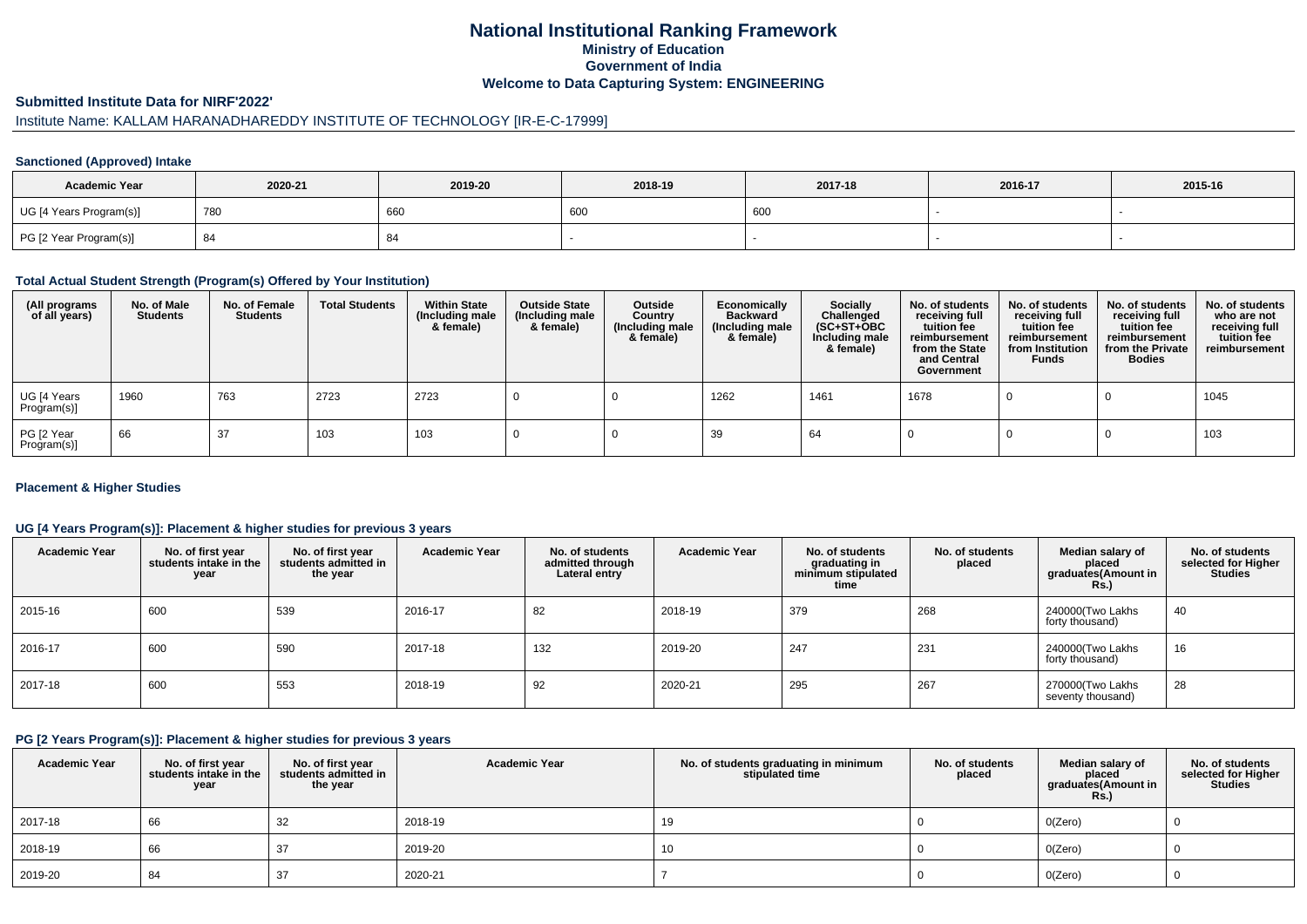# National Institutional Ranking Framework
## Ministry of Education
## Government of India
## Welcome to Data Capturing System: ENGINEERING

### Submitted Institute Data for NIRF'2022'

Institute Name: KALLAM HARANADHAREDDY INSTITUTE OF TECHNOLOGY [IR-E-C-17999]

#### Sanctioned (Approved) Intake

| Academic Year | 2020-21 | 2019-20 | 2018-19 | 2017-18 | 2016-17 | 2015-16 |
|---|---|---|---|---|---|---|
| UG [4 Years Program(s)] | 780 | 660 | 600 | 600 | - | - |
| PG [2 Year Program(s)] | 84 | 84 | - | - | - | - |

#### Total Actual Student Strength (Program(s) Offered by Your Institution)

| (All programs of all years) | No. of Male Students | No. of Female Students | Total Students | Within State (Including male & female) | Outside State (Including male & female) | Outside Country (Including male & female) | Economically Backward (Including male & female) | Socially Challenged (SC+ST+OBC Including male & female) | No. of students receiving full tuition fee reimbursement from the State and Central Government | No. of students receiving full tuition fee reimbursement from Institution Funds | No. of students receiving full tuition fee reimbursement from the Private Bodies | No. of students who are not receiving full tuition fee reimbursement |
|---|---|---|---|---|---|---|---|---|---|---|---|---|
| UG [4 Years Program(s)] | 1960 | 763 | 2723 | 2723 | 0 | 0 | 1262 | 1461 | 1678 | 0 | 0 | 1045 |
| PG [2 Year Program(s)] | 66 | 37 | 103 | 103 | 0 | 0 | 39 | 64 | 0 | 0 | 0 | 103 |

#### Placement & Higher Studies

#### UG [4 Years Program(s)]: Placement & higher studies for previous 3 years

| Academic Year | No. of first year students intake in the year | No. of first year students admitted in the year | Academic Year | No. of students admitted through Lateral entry | Academic Year | No. of students graduating in minimum stipulated time | No. of students placed | Median salary of placed graduates(Amount in Rs.) | No. of students selected for Higher Studies |
|---|---|---|---|---|---|---|---|---|---|
| 2015-16 | 600 | 539 | 2016-17 | 82 | 2018-19 | 379 | 268 | 240000(Two Lakhs forty thousand) | 40 |
| 2016-17 | 600 | 590 | 2017-18 | 132 | 2019-20 | 247 | 231 | 240000(Two Lakhs forty thousand) | 16 |
| 2017-18 | 600 | 553 | 2018-19 | 92 | 2020-21 | 295 | 267 | 270000(Two Lakhs seventy thousand) | 28 |

#### PG [2 Years Program(s)]: Placement & higher studies for previous 3 years

| Academic Year | No. of first year students intake in the year | No. of first year students admitted in the year | Academic Year | No. of students graduating in minimum stipulated time | No. of students placed | Median salary of placed graduates(Amount in Rs.) | No. of students selected for Higher Studies |
|---|---|---|---|---|---|---|---|
| 2017-18 | 66 | 32 | 2018-19 | 19 | 0 | 0(Zero) | 0 |
| 2018-19 | 66 | 37 | 2019-20 | 10 | 0 | 0(Zero) | 0 |
| 2019-20 | 84 | 37 | 2020-21 | 7 | 0 | 0(Zero) | 0 |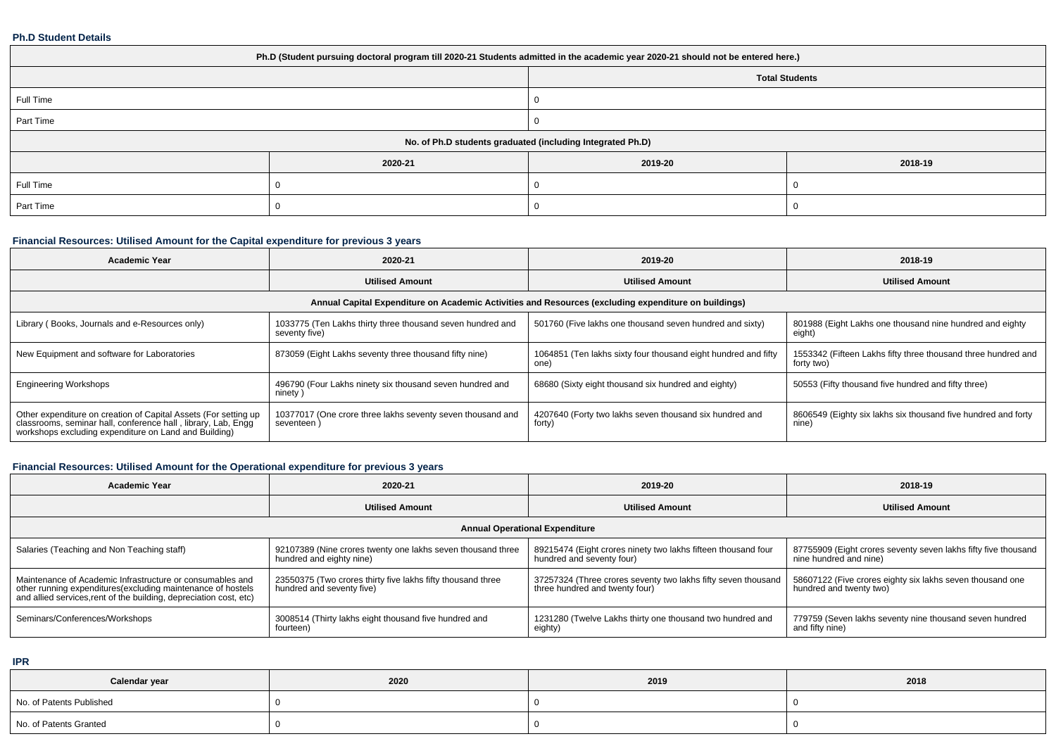### Ph.D Student Details

| Ph.D (Student pursuing doctoral program till 2020-21 Students admitted in the academic year 2020-21 should not be entered here.) | | | |
|---|---|---|---|
| | Total Students | | |
| Full Time | 0 | | |
| Part Time | 0 | | |
| No. of Ph.D students graduated (including Integrated Ph.D) | | | |
| | 2020-21 | 2019-20 | 2018-19 |
| Full Time | 0 | 0 | 0 |
| Part Time | 0 | 0 | 0 |

### Financial Resources: Utilised Amount for the Capital expenditure for previous 3 years

| Academic Year | 2020-21 | 2019-20 | 2018-19 |
|---|---|---|---|
| | Utilised Amount | Utilised Amount | Utilised Amount |
| Annual Capital Expenditure on Academic Activities and Resources (excluding expenditure on buildings) | | | |
| Library ( Books, Journals and e-Resources only) | 1033775 (Ten Lakhs thirty three thousand seven hundred and seventy five) | 501760 (Five lakhs one thousand seven hundred and sixty) | 801988 (Eight Lakhs one thousand nine hundred and eighty eight) |
| New Equipment and software for Laboratories | 873059 (Eight Lakhs seventy three thousand fifty nine) | 1064851 (Ten lakhs sixty four thousand eight hundred and fifty one) | 1553342 (Fifteen Lakhs fifty three thousand three hundred and forty two) |
| Engineering Workshops | 496790 (Four Lakhs ninety six thousand seven hundred and ninety ) | 68680 (Sixty eight thousand six hundred and eighty) | 50553 (Fifty thousand five hundred and fifty three) |
| Other expenditure on creation of Capital Assets (For setting up classrooms, seminar hall, conference hall , library, Lab, Engg workshops excluding expenditure on Land and Building) | 10377017 (One crore three lakhs seventy seven thousand and seventeen ) | 4207640 (Forty two lakhs seven thousand six hundred and forty) | 8606549 (Eighty six lakhs six thousand five hundred and forty nine) |

### Financial Resources: Utilised Amount for the Operational expenditure for previous 3 years

| Academic Year | 2020-21 | 2019-20 | 2018-19 |
|---|---|---|---|
| | Utilised Amount | Utilised Amount | Utilised Amount |
| Annual Operational Expenditure | | | |
| Salaries (Teaching and Non Teaching staff) | 92107389 (Nine crores twenty one lakhs seven thousand three hundred and eighty nine) | 89215474 (Eight crores ninety two lakhs fifteen thousand four hundred and seventy four) | 87755909 (Eight crores seventy seven lakhs fifty five thousand nine hundred and nine) |
| Maintenance of Academic Infrastructure or consumables and other running expenditures(excluding maintenance of hostels and allied services,rent of the building, depreciation cost, etc) | 23550375 (Two crores thirty five lakhs fifty thousand three hundred and seventy five) | 37257324 (Three crores seventy two lakhs fifty seven thousand three hundred and twenty four) | 58607122 (Five crores eighty six lakhs seven thousand one hundred and twenty two) |
| Seminars/Conferences/Workshops | 3008514 (Thirty lakhs eight thousand five hundred and fourteen) | 1231280 (Twelve Lakhs thirty one thousand two hundred and eighty) | 779759 (Seven lakhs seventy nine thousand seven hundred and fifty nine) |

### IPR

| Calendar year | 2020 | 2019 | 2018 |
|---|---|---|---|
| No. of Patents Published | 0 | 0 | 0 |
| No. of Patents Granted | 0 | 0 | 0 |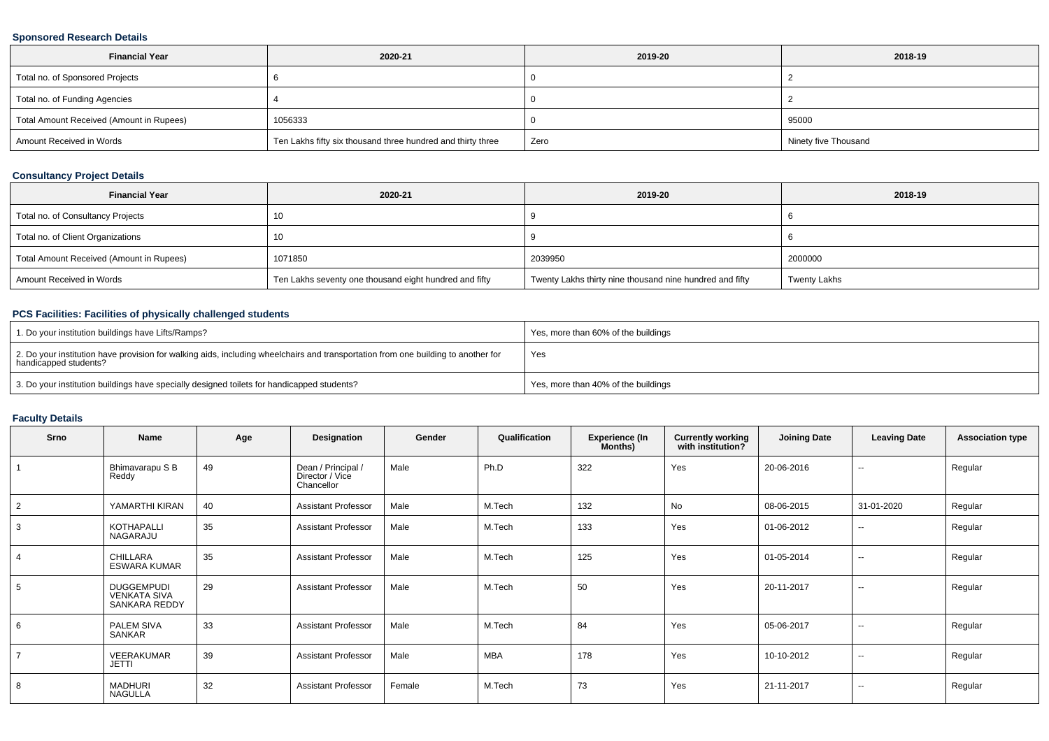### Sponsored Research Details

| Financial Year | 2020-21 | 2019-20 | 2018-19 |
|---|---|---|---|
| Total no. of Sponsored Projects | 6 | 0 | 2 |
| Total no. of Funding Agencies | 4 | 0 | 2 |
| Total Amount Received (Amount in Rupees) | 1056333 | 0 | 95000 |
| Amount Received in Words | Ten Lakhs fifty six thousand three hundred and thirty three | Zero | Ninety five Thousand |

### Consultancy Project Details

| Financial Year | 2020-21 | 2019-20 | 2018-19 |
|---|---|---|---|
| Total no. of Consultancy Projects | 10 | 9 | 6 |
| Total no. of Client Organizations | 10 | 9 | 6 |
| Total Amount Received (Amount in Rupees) | 1071850 | 2039950 | 2000000 |
| Amount Received in Words | Ten Lakhs seventy one thousand eight hundred and fifty | Twenty Lakhs thirty nine thousand nine hundred and fifty | Twenty Lakhs |

### PCS Facilities: Facilities of physically challenged students

| | |
|---|---|
| 1. Do your institution buildings have Lifts/Ramps? | Yes, more than 60% of the buildings |
| 2. Do your institution have provision for walking aids, including wheelchairs and transportation from one building to another for handicapped students? | Yes |
| 3. Do your institution buildings have specially designed toilets for handicapped students? | Yes, more than 40% of the buildings |

### Faculty Details

| Srno | Name | Age | Designation | Gender | Qualification | Experience (In Months) | Currently working with institution? | Joining Date | Leaving Date | Association type |
|---|---|---|---|---|---|---|---|---|---|---|
| 1 | Bhimavarapu S B Reddy | 49 | Dean / Principal / Director / Vice Chancellor | Male | Ph.D | 322 | Yes | 20-06-2016 | -- | Regular |
| 2 | YAMARTHI KIRAN | 40 | Assistant Professor | Male | M.Tech | 132 | No | 08-06-2015 | 31-01-2020 | Regular |
| 3 | KOTHAPALLI NAGARAJU | 35 | Assistant Professor | Male | M.Tech | 133 | Yes | 01-06-2012 | -- | Regular |
| 4 | CHILLARA ESWARA KUMAR | 35 | Assistant Professor | Male | M.Tech | 125 | Yes | 01-05-2014 | -- | Regular |
| 5 | DUGGEMPUDI VENKATA SIVA SANKARA REDDY | 29 | Assistant Professor | Male | M.Tech | 50 | Yes | 20-11-2017 | -- | Regular |
| 6 | PALEM SIVA SANKAR | 33 | Assistant Professor | Male | M.Tech | 84 | Yes | 05-06-2017 | -- | Regular |
| 7 | VEERAKUMAR JETTI | 39 | Assistant Professor | Male | MBA | 178 | Yes | 10-10-2012 | -- | Regular |
| 8 | MADHURI NAGULLA | 32 | Assistant Professor | Female | M.Tech | 73 | Yes | 21-11-2017 | -- | Regular |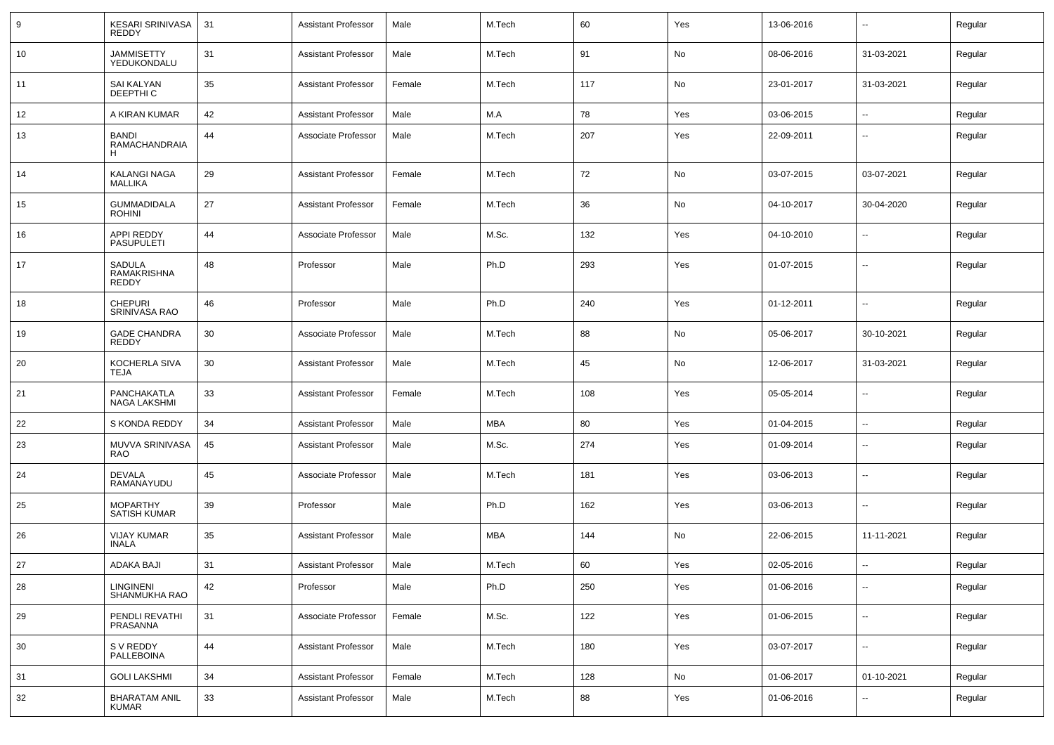| 9 | KESARI SRINIVASA REDDY | 31 | Assistant Professor | Male | M.Tech | 60 | Yes | 13-06-2016 | -- | Regular |
|---|---|---|---|---|---|---|---|---|---|---|
| 10 | JAMMISETTY YEDUKONDALU | 31 | Assistant Professor | Male | M.Tech | 91 | No | 08-06-2016 | 31-03-2021 | Regular |
| 11 | SAI KALYAN DEEPTHI C | 35 | Assistant Professor | Female | M.Tech | 117 | No | 23-01-2017 | 31-03-2021 | Regular |
| 12 | A KIRAN KUMAR | 42 | Assistant Professor | Male | M.A | 78 | Yes | 03-06-2015 | -- | Regular |
| 13 | BANDI RAMACHANDRAIA H | 44 | Associate Professor | Male | M.Tech | 207 | Yes | 22-09-2011 | -- | Regular |
| 14 | KALANGI NAGA MALLIKA | 29 | Assistant Professor | Female | M.Tech | 72 | No | 03-07-2015 | 03-07-2021 | Regular |
| 15 | GUMMADIDALA ROHINI | 27 | Assistant Professor | Female | M.Tech | 36 | No | 04-10-2017 | 30-04-2020 | Regular |
| 16 | APPI REDDY PASUPULETI | 44 | Associate Professor | Male | M.Sc. | 132 | Yes | 04-10-2010 | -- | Regular |
| 17 | SADULA RAMAKRISHNA REDDY | 48 | Professor | Male | Ph.D | 293 | Yes | 01-07-2015 | -- | Regular |
| 18 | CHEPURI SRINIVASA RAO | 46 | Professor | Male | Ph.D | 240 | Yes | 01-12-2011 | -- | Regular |
| 19 | GADE CHANDRA REDDY | 30 | Associate Professor | Male | M.Tech | 88 | No | 05-06-2017 | 30-10-2021 | Regular |
| 20 | KOCHERLA SIVA TEJA | 30 | Assistant Professor | Male | M.Tech | 45 | No | 12-06-2017 | 31-03-2021 | Regular |
| 21 | PANCHAKATLA NAGA LAKSHMI | 33 | Assistant Professor | Female | M.Tech | 108 | Yes | 05-05-2014 | -- | Regular |
| 22 | S KONDA REDDY | 34 | Assistant Professor | Male | MBA | 80 | Yes | 01-04-2015 | -- | Regular |
| 23 | MUVVA SRINIVASA RAO | 45 | Assistant Professor | Male | M.Sc. | 274 | Yes | 01-09-2014 | -- | Regular |
| 24 | DEVALA RAMANAYUDU | 45 | Associate Professor | Male | M.Tech | 181 | Yes | 03-06-2013 | -- | Regular |
| 25 | MOPARTHY SATISH KUMAR | 39 | Professor | Male | Ph.D | 162 | Yes | 03-06-2013 | -- | Regular |
| 26 | VIJAY KUMAR INALA | 35 | Assistant Professor | Male | MBA | 144 | No | 22-06-2015 | 11-11-2021 | Regular |
| 27 | ADAKA BAJI | 31 | Assistant Professor | Male | M.Tech | 60 | Yes | 02-05-2016 | -- | Regular |
| 28 | LINGINENI SHANMUKHA RAO | 42 | Professor | Male | Ph.D | 250 | Yes | 01-06-2016 | -- | Regular |
| 29 | PENDLI REVATHI PRASANNA | 31 | Associate Professor | Female | M.Sc. | 122 | Yes | 01-06-2015 | -- | Regular |
| 30 | S V REDDY PALLEBOINA | 44 | Assistant Professor | Male | M.Tech | 180 | Yes | 03-07-2017 | -- | Regular |
| 31 | GOLI LAKSHMI | 34 | Assistant Professor | Female | M.Tech | 128 | No | 01-06-2017 | 01-10-2021 | Regular |
| 32 | BHARATAM ANIL KUMAR | 33 | Assistant Professor | Male | M.Tech | 88 | Yes | 01-06-2016 | -- | Regular |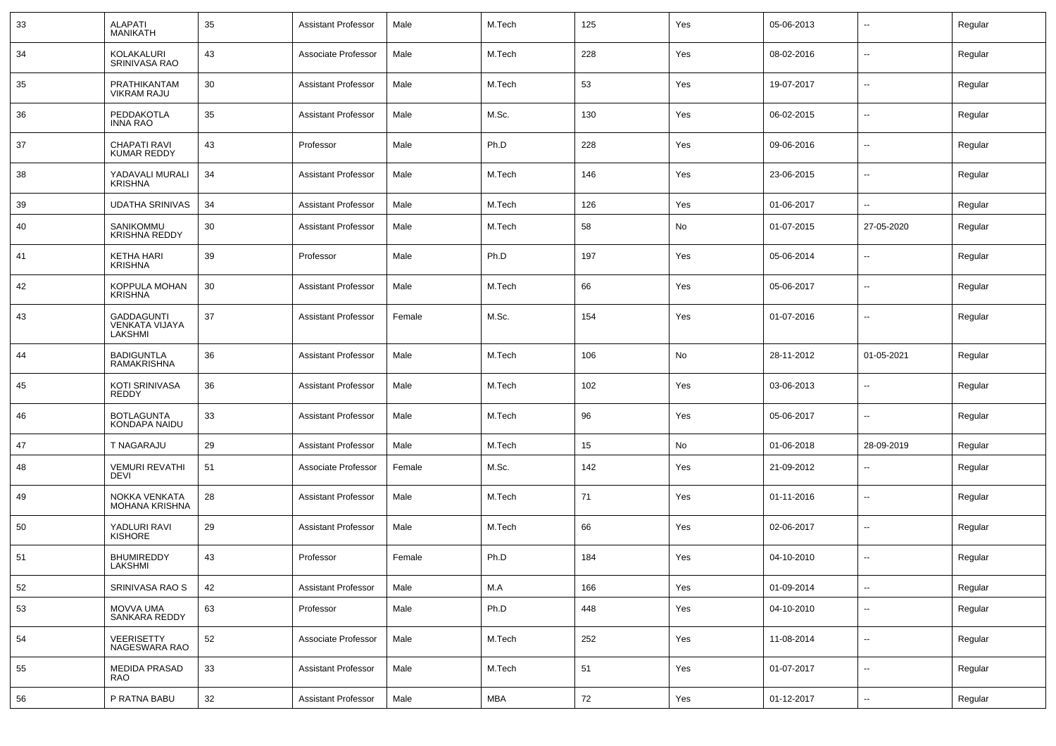| 33 | ALAPATI MANIKATH | 35 | Assistant Professor | Male | M.Tech | 125 | Yes | 05-06-2013 | -- | Regular |
|---|---|---|---|---|---|---|---|---|---|---|
| 34 | KOLAKALURI SRINIVASA RAO | 43 | Associate Professor | Male | M.Tech | 228 | Yes | 08-02-2016 | -- | Regular |
| 35 | PRATHIKANTAM VIKRAM RAJU | 30 | Assistant Professor | Male | M.Tech | 53 | Yes | 19-07-2017 | -- | Regular |
| 36 | PEDDAKOTLA INNA RAO | 35 | Assistant Professor | Male | M.Sc. | 130 | Yes | 06-02-2015 | -- | Regular |
| 37 | CHAPATI RAVI KUMAR REDDY | 43 | Professor | Male | Ph.D | 228 | Yes | 09-06-2016 | -- | Regular |
| 38 | YADAVALI MURALI KRISHNA | 34 | Assistant Professor | Male | M.Tech | 146 | Yes | 23-06-2015 | -- | Regular |
| 39 | UDATHA SRINIVAS | 34 | Assistant Professor | Male | M.Tech | 126 | Yes | 01-06-2017 | -- | Regular |
| 40 | SANIKOMMU KRISHNA REDDY | 30 | Assistant Professor | Male | M.Tech | 58 | No | 01-07-2015 | 27-05-2020 | Regular |
| 41 | KETHA HARI KRISHNA | 39 | Professor | Male | Ph.D | 197 | Yes | 05-06-2014 | -- | Regular |
| 42 | KOPPULA MOHAN KRISHNA | 30 | Assistant Professor | Male | M.Tech | 66 | Yes | 05-06-2017 | -- | Regular |
| 43 | GADDAGUNTI VENKATA VIJAYA LAKSHMI | 37 | Assistant Professor | Female | M.Sc. | 154 | Yes | 01-07-2016 | -- | Regular |
| 44 | BADIGUNTLA RAMAKRISHNA | 36 | Assistant Professor | Male | M.Tech | 106 | No | 28-11-2012 | 01-05-2021 | Regular |
| 45 | KOTI SRINIVASA REDDY | 36 | Assistant Professor | Male | M.Tech | 102 | Yes | 03-06-2013 | -- | Regular |
| 46 | BOTLAGUNTA KONDAPA NAIDU | 33 | Assistant Professor | Male | M.Tech | 96 | Yes | 05-06-2017 | -- | Regular |
| 47 | T NAGARAJU | 29 | Assistant Professor | Male | M.Tech | 15 | No | 01-06-2018 | 28-09-2019 | Regular |
| 48 | VEMURI REVATHI DEVI | 51 | Associate Professor | Female | M.Sc. | 142 | Yes | 21-09-2012 | -- | Regular |
| 49 | NOKKA VENKATA MOHANA KRISHNA | 28 | Assistant Professor | Male | M.Tech | 71 | Yes | 01-11-2016 | -- | Regular |
| 50 | YADLURI RAVI KISHORE | 29 | Assistant Professor | Male | M.Tech | 66 | Yes | 02-06-2017 | -- | Regular |
| 51 | BHUMIREDDY LAKSHMI | 43 | Professor | Female | Ph.D | 184 | Yes | 04-10-2010 | -- | Regular |
| 52 | SRINIVASA RAO S | 42 | Assistant Professor | Male | M.A | 166 | Yes | 01-09-2014 | -- | Regular |
| 53 | MOVVA UMA SANKARA REDDY | 63 | Professor | Male | Ph.D | 448 | Yes | 04-10-2010 | -- | Regular |
| 54 | VEERISETTY NAGESWARA RAO | 52 | Associate Professor | Male | M.Tech | 252 | Yes | 11-08-2014 | -- | Regular |
| 55 | MEDIDA PRASAD RAO | 33 | Assistant Professor | Male | M.Tech | 51 | Yes | 01-07-2017 | -- | Regular |
| 56 | P RATNA BABU | 32 | Assistant Professor | Male | MBA | 72 | Yes | 01-12-2017 | -- | Regular |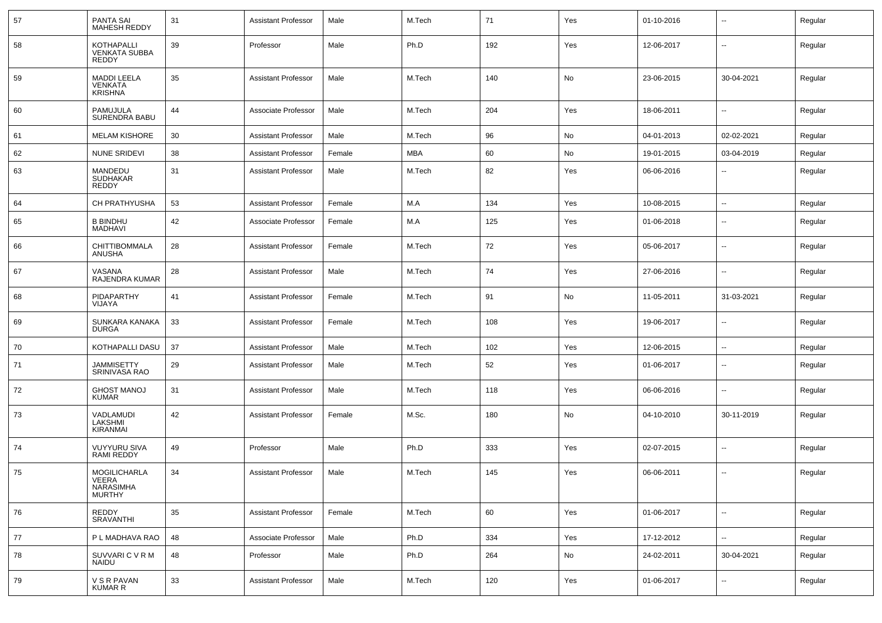| 57 | PANTA SAI MAHESH REDDY | 31 | Assistant Professor | Male | M.Tech | 71 | Yes | 01-10-2016 | -- | Regular |
|---|---|---|---|---|---|---|---|---|---|---|
| 58 | KOTHAPALLI VENKATA SUBBA REDDY | 39 | Professor | Male | Ph.D | 192 | Yes | 12-06-2017 | -- | Regular |
| 59 | MADDI LEELA VENKATA KRISHNA | 35 | Assistant Professor | Male | M.Tech | 140 | No | 23-06-2015 | 30-04-2021 | Regular |
| 60 | PAMUJULA SURENDRA BABU | 44 | Associate Professor | Male | M.Tech | 204 | Yes | 18-06-2011 | -- | Regular |
| 61 | MELAM KISHORE | 30 | Assistant Professor | Male | M.Tech | 96 | No | 04-01-2013 | 02-02-2021 | Regular |
| 62 | NUNE SRIDEVI | 38 | Assistant Professor | Female | MBA | 60 | No | 19-01-2015 | 03-04-2019 | Regular |
| 63 | MANDEDU SUDHAKAR REDDY | 31 | Assistant Professor | Male | M.Tech | 82 | Yes | 06-06-2016 | -- | Regular |
| 64 | CH PRATHYUSHA | 53 | Assistant Professor | Female | M.A | 134 | Yes | 10-08-2015 | -- | Regular |
| 65 | B BINDHU MADHAVI | 42 | Associate Professor | Female | M.A | 125 | Yes | 01-06-2018 | -- | Regular |
| 66 | CHITTIBOMMALA ANUSHA | 28 | Assistant Professor | Female | M.Tech | 72 | Yes | 05-06-2017 | -- | Regular |
| 67 | VASANA RAJENDRA KUMAR | 28 | Assistant Professor | Male | M.Tech | 74 | Yes | 27-06-2016 | -- | Regular |
| 68 | PIDAPARTHY VIJAYA | 41 | Assistant Professor | Female | M.Tech | 91 | No | 11-05-2011 | 31-03-2021 | Regular |
| 69 | SUNKARA KANAKA DURGA | 33 | Assistant Professor | Female | M.Tech | 108 | Yes | 19-06-2017 | -- | Regular |
| 70 | KOTHAPALLI DASU | 37 | Assistant Professor | Male | M.Tech | 102 | Yes | 12-06-2015 | -- | Regular |
| 71 | JAMMISETTY SRINIVASA RAO | 29 | Assistant Professor | Male | M.Tech | 52 | Yes | 01-06-2017 | -- | Regular |
| 72 | GHOST MANOJ KUMAR | 31 | Assistant Professor | Male | M.Tech | 118 | Yes | 06-06-2016 | -- | Regular |
| 73 | VADLAMUDI LAKSHMI KIRANMAI | 42 | Assistant Professor | Female | M.Sc. | 180 | No | 04-10-2010 | 30-11-2019 | Regular |
| 74 | VUYYURU SIVA RAMI REDDY | 49 | Professor | Male | Ph.D | 333 | Yes | 02-07-2015 | -- | Regular |
| 75 | MOGILICHARLA VEERA NARASIMHA MURTHY | 34 | Assistant Professor | Male | M.Tech | 145 | Yes | 06-06-2011 | -- | Regular |
| 76 | REDDY SRAVANTHI | 35 | Assistant Professor | Female | M.Tech | 60 | Yes | 01-06-2017 | -- | Regular |
| 77 | P L MADHAVA RAO | 48 | Associate Professor | Male | Ph.D | 334 | Yes | 17-12-2012 | -- | Regular |
| 78 | SUVVARI C V R M NAIDU | 48 | Professor | Male | Ph.D | 264 | No | 24-02-2011 | 30-04-2021 | Regular |
| 79 | V S R PAVAN KUMAR R | 33 | Assistant Professor | Male | M.Tech | 120 | Yes | 01-06-2017 | -- | Regular |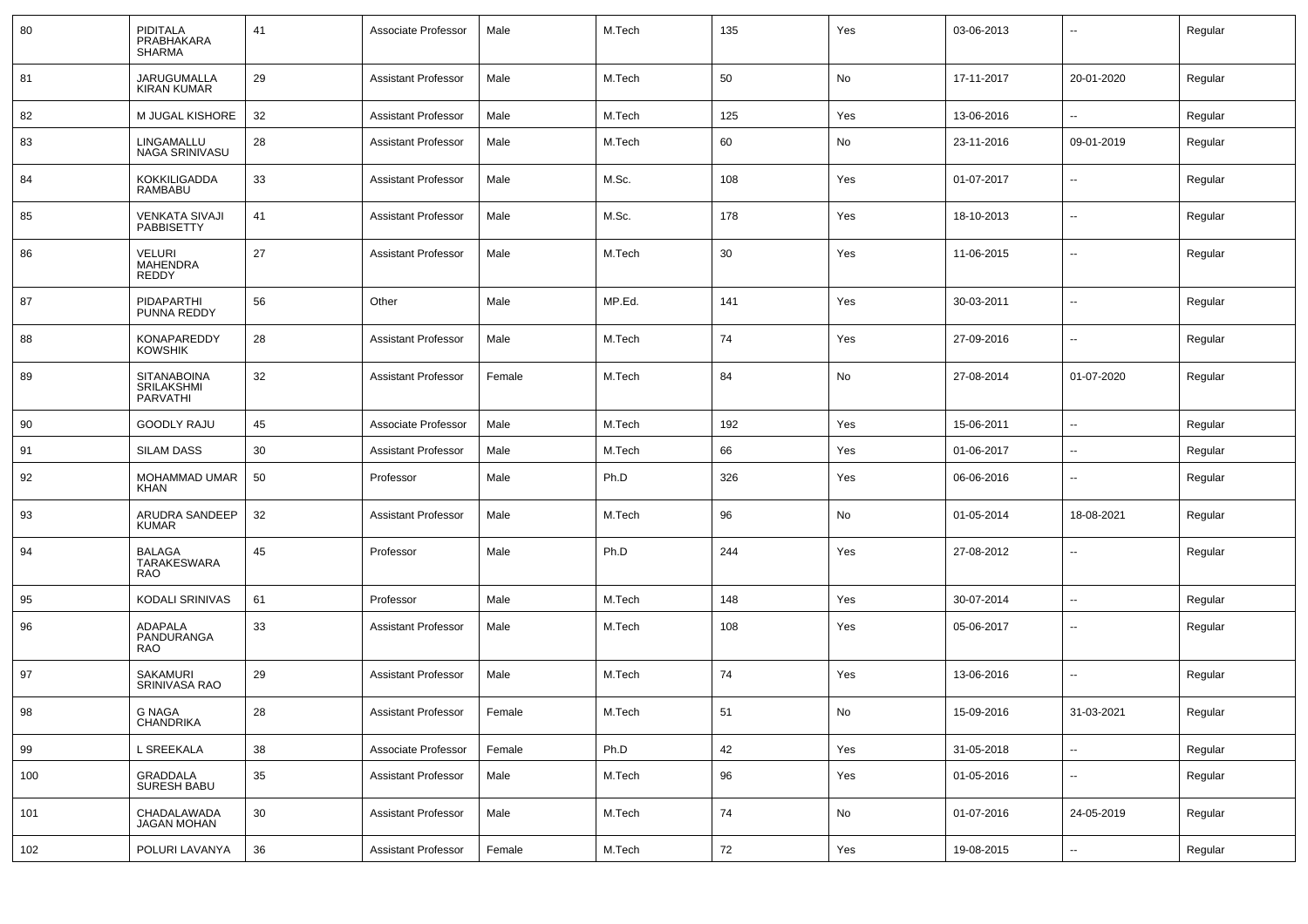| 80 | PIDITALA PRABHAKARA SHARMA | 41 | Associate Professor | Male | M.Tech | 135 | Yes | 03-06-2013 | -- | Regular |
|---|---|---|---|---|---|---|---|---|---|---|
| 81 | JARUGUMALLA KIRAN KUMAR | 29 | Assistant Professor | Male | M.Tech | 50 | No | 17-11-2017 | 20-01-2020 | Regular |
| 82 | M JUGAL KISHORE | 32 | Assistant Professor | Male | M.Tech | 125 | Yes | 13-06-2016 | -- | Regular |
| 83 | LINGAMALLU NAGA SRINIVASU | 28 | Assistant Professor | Male | M.Tech | 60 | No | 23-11-2016 | 09-01-2019 | Regular |
| 84 | KOKKILIGADDA RAMBABU | 33 | Assistant Professor | Male | M.Sc. | 108 | Yes | 01-07-2017 | -- | Regular |
| 85 | VENKATA SIVAJI PABBISETTY | 41 | Assistant Professor | Male | M.Sc. | 178 | Yes | 18-10-2013 | -- | Regular |
| 86 | VELURI MAHENDRA REDDY | 27 | Assistant Professor | Male | M.Tech | 30 | Yes | 11-06-2015 | -- | Regular |
| 87 | PIDAPARTHI PUNNA REDDY | 56 | Other | Male | MP.Ed. | 141 | Yes | 30-03-2011 | -- | Regular |
| 88 | KONAPAREDDY KOWSHIK | 28 | Assistant Professor | Male | M.Tech | 74 | Yes | 27-09-2016 | -- | Regular |
| 89 | SITANABOINA SRILAKSHMI PARVATHI | 32 | Assistant Professor | Female | M.Tech | 84 | No | 27-08-2014 | 01-07-2020 | Regular |
| 90 | GOODLY RAJU | 45 | Associate Professor | Male | M.Tech | 192 | Yes | 15-06-2011 | -- | Regular |
| 91 | SILAM DASS | 30 | Assistant Professor | Male | M.Tech | 66 | Yes | 01-06-2017 | -- | Regular |
| 92 | MOHAMMAD UMAR KHAN | 50 | Professor | Male | Ph.D | 326 | Yes | 06-06-2016 | -- | Regular |
| 93 | ARUDRA SANDEEP KUMAR | 32 | Assistant Professor | Male | M.Tech | 96 | No | 01-05-2014 | 18-08-2021 | Regular |
| 94 | BALAGA TARAKESWARA RAO | 45 | Professor | Male | Ph.D | 244 | Yes | 27-08-2012 | -- | Regular |
| 95 | KODALI SRINIVAS | 61 | Professor | Male | M.Tech | 148 | Yes | 30-07-2014 | -- | Regular |
| 96 | ADAPALA PANDURANGA RAO | 33 | Assistant Professor | Male | M.Tech | 108 | Yes | 05-06-2017 | -- | Regular |
| 97 | SAKAMURI SRINIVASA RAO | 29 | Assistant Professor | Male | M.Tech | 74 | Yes | 13-06-2016 | -- | Regular |
| 98 | G NAGA CHANDRIKA | 28 | Assistant Professor | Female | M.Tech | 51 | No | 15-09-2016 | 31-03-2021 | Regular |
| 99 | L SREEKALA | 38 | Associate Professor | Female | Ph.D | 42 | Yes | 31-05-2018 | -- | Regular |
| 100 | GRADDALA SURESH BABU | 35 | Assistant Professor | Male | M.Tech | 96 | Yes | 01-05-2016 | -- | Regular |
| 101 | CHADALAWADA JAGAN MOHAN | 30 | Assistant Professor | Male | M.Tech | 74 | No | 01-07-2016 | 24-05-2019 | Regular |
| 102 | POLURI LAVANYA | 36 | Assistant Professor | Female | M.Tech | 72 | Yes | 19-08-2015 | -- | Regular |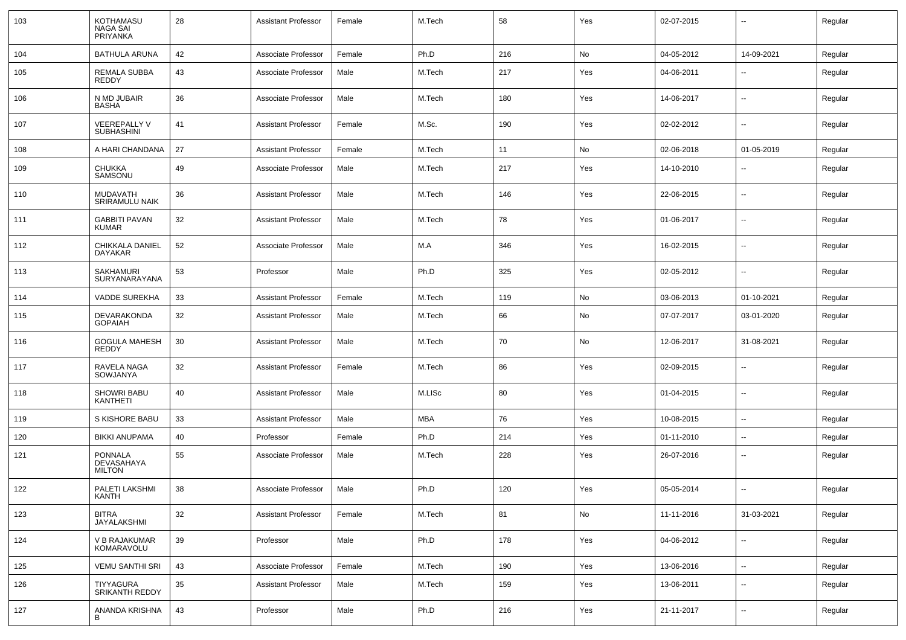| 103 | KOTHAMASU NAGA SAI PRIYANKA | 28 | Assistant Professor | Female | M.Tech | 58 | Yes | 02-07-2015 | -- | Regular |
|---|---|---|---|---|---|---|---|---|---|---|
| 104 | BATHULA ARUNA | 42 | Associate Professor | Female | Ph.D | 216 | No | 04-05-2012 | 14-09-2021 | Regular |
| 105 | REMALA SUBBA REDDY | 43 | Associate Professor | Male | M.Tech | 217 | Yes | 04-06-2011 | -- | Regular |
| 106 | N MD JUBAIR BASHA | 36 | Associate Professor | Male | M.Tech | 180 | Yes | 14-06-2017 | -- | Regular |
| 107 | VEEREPALLY V SUBHASHINI | 41 | Assistant Professor | Female | M.Sc. | 190 | Yes | 02-02-2012 | -- | Regular |
| 108 | A HARI CHANDANA | 27 | Assistant Professor | Female | M.Tech | 11 | No | 02-06-2018 | 01-05-2019 | Regular |
| 109 | CHUKKA SAMSONU | 49 | Associate Professor | Male | M.Tech | 217 | Yes | 14-10-2010 | -- | Regular |
| 110 | MUDAVATH SRIRAMULU NAIK | 36 | Assistant Professor | Male | M.Tech | 146 | Yes | 22-06-2015 | -- | Regular |
| 111 | GABBITI PAVAN KUMAR | 32 | Assistant Professor | Male | M.Tech | 78 | Yes | 01-06-2017 | -- | Regular |
| 112 | CHIKKALA DANIEL DAYAKAR | 52 | Associate Professor | Male | M.A | 346 | Yes | 16-02-2015 | -- | Regular |
| 113 | SAKHAMURI SURYANARAYANA | 53 | Professor | Male | Ph.D | 325 | Yes | 02-05-2012 | -- | Regular |
| 114 | VADDE SUREKHA | 33 | Assistant Professor | Female | M.Tech | 119 | No | 03-06-2013 | 01-10-2021 | Regular |
| 115 | DEVARAKONDA GOPAIAH | 32 | Assistant Professor | Male | M.Tech | 66 | No | 07-07-2017 | 03-01-2020 | Regular |
| 116 | GOGULA MAHESH REDDY | 30 | Assistant Professor | Male | M.Tech | 70 | No | 12-06-2017 | 31-08-2021 | Regular |
| 117 | RAVELA NAGA SOWJANYA | 32 | Assistant Professor | Female | M.Tech | 86 | Yes | 02-09-2015 | -- | Regular |
| 118 | SHOWRI BABU KANTHETI | 40 | Assistant Professor | Male | M.LISc | 80 | Yes | 01-04-2015 | -- | Regular |
| 119 | S KISHORE BABU | 33 | Assistant Professor | Male | MBA | 76 | Yes | 10-08-2015 | -- | Regular |
| 120 | BIKKI ANUPAMA | 40 | Professor | Female | Ph.D | 214 | Yes | 01-11-2010 | -- | Regular |
| 121 | PONNALA DEVASAHAYA MILTON | 55 | Associate Professor | Male | M.Tech | 228 | Yes | 26-07-2016 | -- | Regular |
| 122 | PALETI LAKSHMI KANTH | 38 | Associate Professor | Male | Ph.D | 120 | Yes | 05-05-2014 | -- | Regular |
| 123 | BITRA JAYALAKSHMI | 32 | Assistant Professor | Female | M.Tech | 81 | No | 11-11-2016 | 31-03-2021 | Regular |
| 124 | V B RAJAKUMAR KOMARAVOLU | 39 | Professor | Male | Ph.D | 178 | Yes | 04-06-2012 | -- | Regular |
| 125 | VEMU SANTHI SRI | 43 | Associate Professor | Female | M.Tech | 190 | Yes | 13-06-2016 | -- | Regular |
| 126 | TIYYAGURA SRIKANTH REDDY | 35 | Assistant Professor | Male | M.Tech | 159 | Yes | 13-06-2011 | -- | Regular |
| 127 | ANANDA KRISHNA B | 43 | Professor | Male | Ph.D | 216 | Yes | 21-11-2017 | -- | Regular |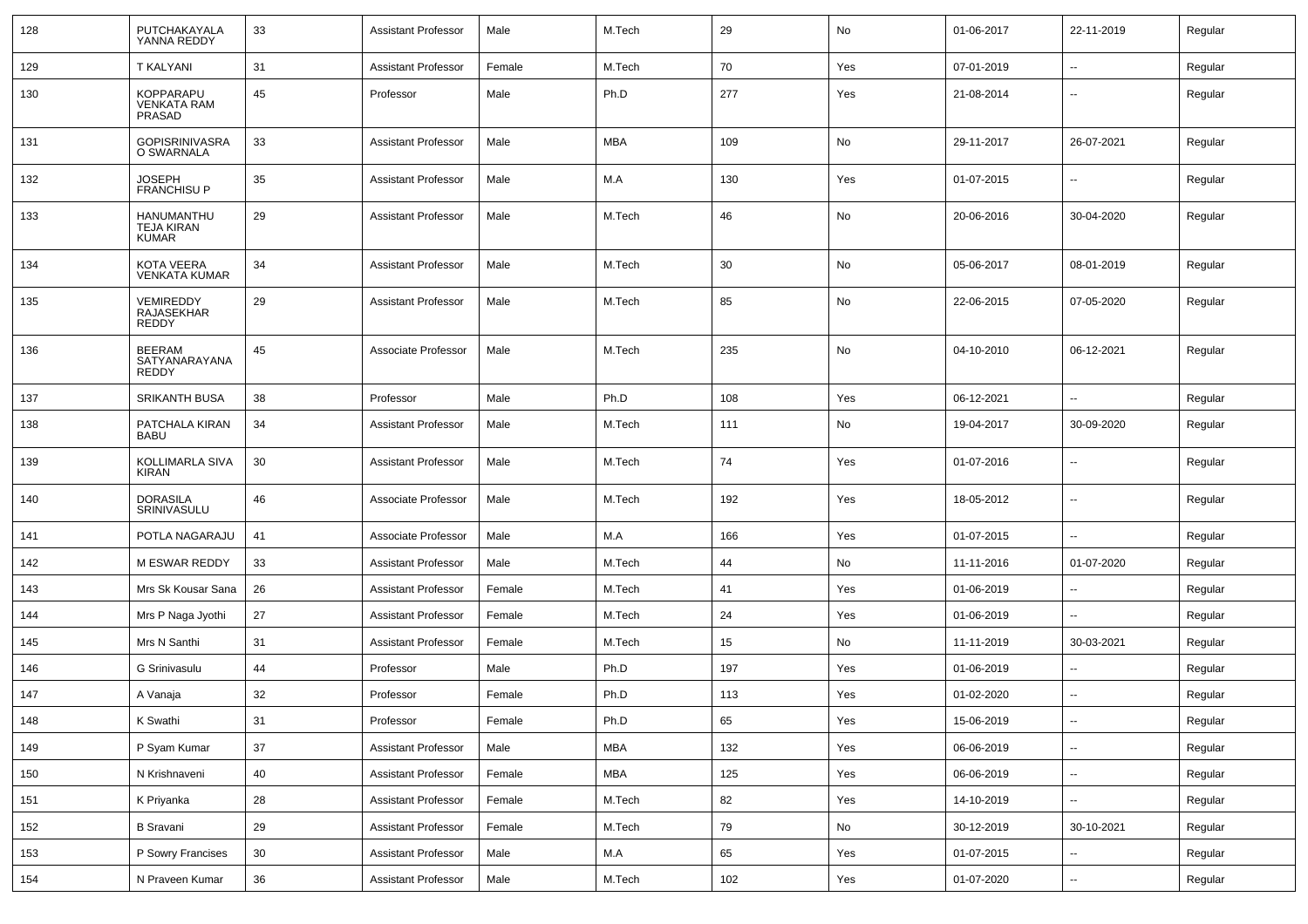| 128 | PUTCHAKAYALA YANNA REDDY | 33 | Assistant Professor | Male | M.Tech | 29 | No | 01-06-2017 | 22-11-2019 | Regular |
|---|---|---|---|---|---|---|---|---|---|---|
| 129 | T KALYANI | 31 | Assistant Professor | Female | M.Tech | 70 | Yes | 07-01-2019 | -- | Regular |
| 130 | KOPPARAPU VENKATA RAM PRASAD | 45 | Professor | Male | Ph.D | 277 | Yes | 21-08-2014 | -- | Regular |
| 131 | GOPISRINIVASRA O SWARNALA | 33 | Assistant Professor | Male | MBA | 109 | No | 29-11-2017 | 26-07-2021 | Regular |
| 132 | JOSEPH FRANCHISU P | 35 | Assistant Professor | Male | M.A | 130 | Yes | 01-07-2015 | -- | Regular |
| 133 | HANUMANTHU TEJA KIRAN KUMAR | 29 | Assistant Professor | Male | M.Tech | 46 | No | 20-06-2016 | 30-04-2020 | Regular |
| 134 | KOTA VEERA VENKATA KUMAR | 34 | Assistant Professor | Male | M.Tech | 30 | No | 05-06-2017 | 08-01-2019 | Regular |
| 135 | VEMIREDDY RAJASEKHAR REDDY | 29 | Assistant Professor | Male | M.Tech | 85 | No | 22-06-2015 | 07-05-2020 | Regular |
| 136 | BEERAM SATYANARAYANA REDDY | 45 | Associate Professor | Male | M.Tech | 235 | No | 04-10-2010 | 06-12-2021 | Regular |
| 137 | SRIKANTH BUSA | 38 | Professor | Male | Ph.D | 108 | Yes | 06-12-2021 | -- | Regular |
| 138 | PATCHALA KIRAN BABU | 34 | Assistant Professor | Male | M.Tech | 111 | No | 19-04-2017 | 30-09-2020 | Regular |
| 139 | KOLLIMARLA SIVA KIRAN | 30 | Assistant Professor | Male | M.Tech | 74 | Yes | 01-07-2016 | -- | Regular |
| 140 | DORASILA SRINIVASULU | 46 | Associate Professor | Male | M.Tech | 192 | Yes | 18-05-2012 | -- | Regular |
| 141 | POTLA NAGARAJU | 41 | Associate Professor | Male | M.A | 166 | Yes | 01-07-2015 | -- | Regular |
| 142 | M ESWAR REDDY | 33 | Assistant Professor | Male | M.Tech | 44 | No | 11-11-2016 | 01-07-2020 | Regular |
| 143 | Mrs Sk Kousar Sana | 26 | Assistant Professor | Female | M.Tech | 41 | Yes | 01-06-2019 | -- | Regular |
| 144 | Mrs P Naga Jyothi | 27 | Assistant Professor | Female | M.Tech | 24 | Yes | 01-06-2019 | -- | Regular |
| 145 | Mrs N Santhi | 31 | Assistant Professor | Female | M.Tech | 15 | No | 11-11-2019 | 30-03-2021 | Regular |
| 146 | G Srinivasulu | 44 | Professor | Male | Ph.D | 197 | Yes | 01-06-2019 | -- | Regular |
| 147 | A Vanaja | 32 | Professor | Female | Ph.D | 113 | Yes | 01-02-2020 | -- | Regular |
| 148 | K Swathi | 31 | Professor | Female | Ph.D | 65 | Yes | 15-06-2019 | -- | Regular |
| 149 | P Syam Kumar | 37 | Assistant Professor | Male | MBA | 132 | Yes | 06-06-2019 | -- | Regular |
| 150 | N Krishnaveni | 40 | Assistant Professor | Female | MBA | 125 | Yes | 06-06-2019 | -- | Regular |
| 151 | K Priyanka | 28 | Assistant Professor | Female | M.Tech | 82 | Yes | 14-10-2019 | -- | Regular |
| 152 | B Sravani | 29 | Assistant Professor | Female | M.Tech | 79 | No | 30-12-2019 | 30-10-2021 | Regular |
| 153 | P Sowry Francises | 30 | Assistant Professor | Male | M.A | 65 | Yes | 01-07-2015 | -- | Regular |
| 154 | N Praveen Kumar | 36 | Assistant Professor | Male | M.Tech | 102 | Yes | 01-07-2020 | -- | Regular |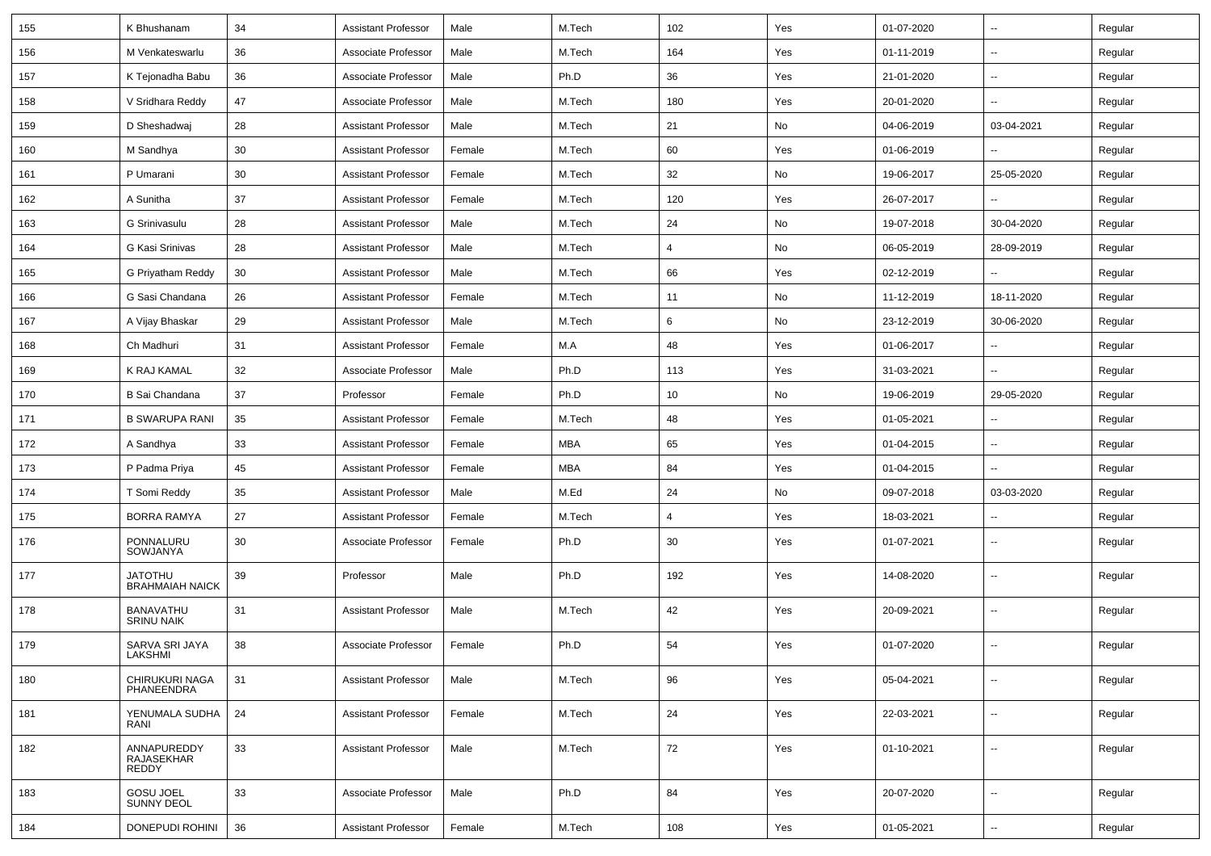| 155 | K Bhushanam | 34 | Assistant Professor | Male | M.Tech | 102 | Yes | 01-07-2020 | -- | Regular |
|---|---|---|---|---|---|---|---|---|---|---|
| 156 | M Venkateswarlu | 36 | Associate Professor | Male | M.Tech | 164 | Yes | 01-11-2019 | -- | Regular |
| 157 | K Tejonadha Babu | 36 | Associate Professor | Male | Ph.D | 36 | Yes | 21-01-2020 | -- | Regular |
| 158 | V Sridhara Reddy | 47 | Associate Professor | Male | M.Tech | 180 | Yes | 20-01-2020 | -- | Regular |
| 159 | D Sheshadwaj | 28 | Assistant Professor | Male | M.Tech | 21 | No | 04-06-2019 | 03-04-2021 | Regular |
| 160 | M Sandhya | 30 | Assistant Professor | Female | M.Tech | 60 | Yes | 01-06-2019 | -- | Regular |
| 161 | P Umarani | 30 | Assistant Professor | Female | M.Tech | 32 | No | 19-06-2017 | 25-05-2020 | Regular |
| 162 | A Sunitha | 37 | Assistant Professor | Female | M.Tech | 120 | Yes | 26-07-2017 | -- | Regular |
| 163 | G Srinivasulu | 28 | Assistant Professor | Male | M.Tech | 24 | No | 19-07-2018 | 30-04-2020 | Regular |
| 164 | G Kasi Srinivas | 28 | Assistant Professor | Male | M.Tech | 4 | No | 06-05-2019 | 28-09-2019 | Regular |
| 165 | G Priyatham Reddy | 30 | Assistant Professor | Male | M.Tech | 66 | Yes | 02-12-2019 | -- | Regular |
| 166 | G Sasi Chandana | 26 | Assistant Professor | Female | M.Tech | 11 | No | 11-12-2019 | 18-11-2020 | Regular |
| 167 | A Vijay Bhaskar | 29 | Assistant Professor | Male | M.Tech | 6 | No | 23-12-2019 | 30-06-2020 | Regular |
| 168 | Ch Madhuri | 31 | Assistant Professor | Female | M.A | 48 | Yes | 01-06-2017 | -- | Regular |
| 169 | K RAJ KAMAL | 32 | Associate Professor | Male | Ph.D | 113 | Yes | 31-03-2021 | -- | Regular |
| 170 | B Sai Chandana | 37 | Professor | Female | Ph.D | 10 | No | 19-06-2019 | 29-05-2020 | Regular |
| 171 | B SWARUPA RANI | 35 | Assistant Professor | Female | M.Tech | 48 | Yes | 01-05-2021 | -- | Regular |
| 172 | A Sandhya | 33 | Assistant Professor | Female | MBA | 65 | Yes | 01-04-2015 | -- | Regular |
| 173 | P Padma Priya | 45 | Assistant Professor | Female | MBA | 84 | Yes | 01-04-2015 | -- | Regular |
| 174 | T Somi Reddy | 35 | Assistant Professor | Male | M.Ed | 24 | No | 09-07-2018 | 03-03-2020 | Regular |
| 175 | BORRA RAMYA | 27 | Assistant Professor | Female | M.Tech | 4 | Yes | 18-03-2021 | -- | Regular |
| 176 | PONNALURU SOWJANYA | 30 | Associate Professor | Female | Ph.D | 30 | Yes | 01-07-2021 | -- | Regular |
| 177 | JATOTHU BRAHMAIAH NAICK | 39 | Professor | Male | Ph.D | 192 | Yes | 14-08-2020 | -- | Regular |
| 178 | BANAVATHU SRINU NAIK | 31 | Assistant Professor | Male | M.Tech | 42 | Yes | 20-09-2021 | -- | Regular |
| 179 | SARVA SRI JAYA LAKSHMI | 38 | Associate Professor | Female | Ph.D | 54 | Yes | 01-07-2020 | -- | Regular |
| 180 | CHIRUKURI NAGA PHANEENDRA | 31 | Assistant Professor | Male | M.Tech | 96 | Yes | 05-04-2021 | -- | Regular |
| 181 | YENUMALA SUDHA RANI | 24 | Assistant Professor | Female | M.Tech | 24 | Yes | 22-03-2021 | -- | Regular |
| 182 | ANNAPUREDDY RAJASEKHAR REDDY | 33 | Assistant Professor | Male | M.Tech | 72 | Yes | 01-10-2021 | -- | Regular |
| 183 | GOSU JOEL SUNNY DEOL | 33 | Associate Professor | Male | Ph.D | 84 | Yes | 20-07-2020 | -- | Regular |
| 184 | DONEPUDI ROHINI | 36 | Assistant Professor | Female | M.Tech | 108 | Yes | 01-05-2021 | -- | Regular |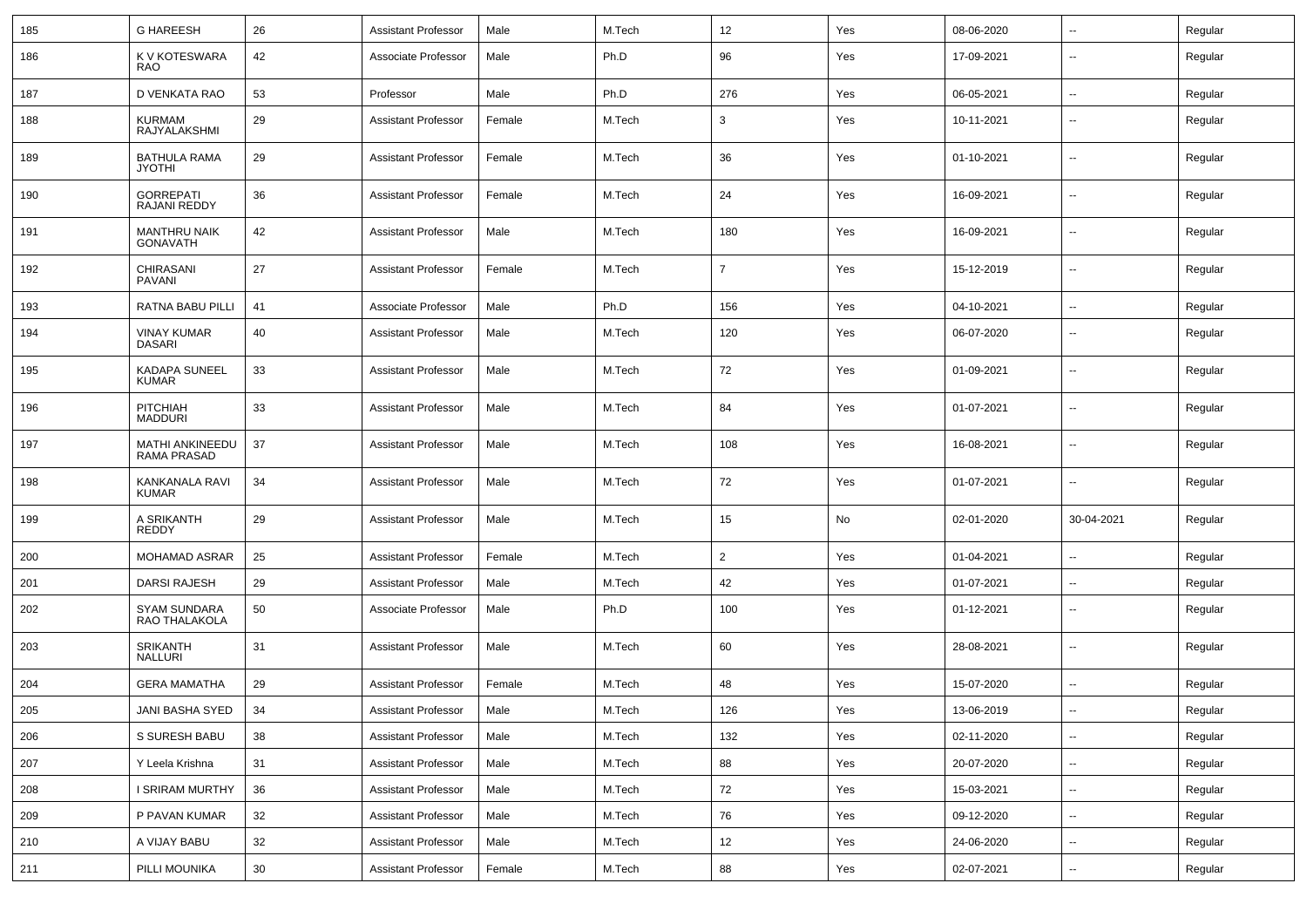| 185 | G HAREESH | 26 | Assistant Professor | Male | M.Tech | 12 | Yes | 08-06-2020 | -- | Regular |
|---|---|---|---|---|---|---|---|---|---|---|
| 186 | K V KOTESWARA RAO | 42 | Associate Professor | Male | Ph.D | 96 | Yes | 17-09-2021 | -- | Regular |
| 187 | D VENKATA RAO | 53 | Professor | Male | Ph.D | 276 | Yes | 06-05-2021 | -- | Regular |
| 188 | KURMAM RAJYALAKSHMI | 29 | Assistant Professor | Female | M.Tech | 3 | Yes | 10-11-2021 | -- | Regular |
| 189 | BATHULA RAMA JYOTHI | 29 | Assistant Professor | Female | M.Tech | 36 | Yes | 01-10-2021 | -- | Regular |
| 190 | GORREPATI RAJANI REDDY | 36 | Assistant Professor | Female | M.Tech | 24 | Yes | 16-09-2021 | -- | Regular |
| 191 | MANTHRU NAIK GONAVATH | 42 | Assistant Professor | Male | M.Tech | 180 | Yes | 16-09-2021 | -- | Regular |
| 192 | CHIRASANI PAVANI | 27 | Assistant Professor | Female | M.Tech | 7 | Yes | 15-12-2019 | -- | Regular |
| 193 | RATNA BABU PILLI | 41 | Associate Professor | Male | Ph.D | 156 | Yes | 04-10-2021 | -- | Regular |
| 194 | VINAY KUMAR DASARI | 40 | Assistant Professor | Male | M.Tech | 120 | Yes | 06-07-2020 | -- | Regular |
| 195 | KADAPA SUNEEL KUMAR | 33 | Assistant Professor | Male | M.Tech | 72 | Yes | 01-09-2021 | -- | Regular |
| 196 | PITCHIAH MADDURI | 33 | Assistant Professor | Male | M.Tech | 84 | Yes | 01-07-2021 | -- | Regular |
| 197 | MATHI ANKINEEDU RAMA PRASAD | 37 | Assistant Professor | Male | M.Tech | 108 | Yes | 16-08-2021 | -- | Regular |
| 198 | KANKANALA RAVI KUMAR | 34 | Assistant Professor | Male | M.Tech | 72 | Yes | 01-07-2021 | -- | Regular |
| 199 | A SRIKANTH REDDY | 29 | Assistant Professor | Male | M.Tech | 15 | No | 02-01-2020 | 30-04-2021 | Regular |
| 200 | MOHAMAD ASRAR | 25 | Assistant Professor | Female | M.Tech | 2 | Yes | 01-04-2021 | -- | Regular |
| 201 | DARSI RAJESH | 29 | Assistant Professor | Male | M.Tech | 42 | Yes | 01-07-2021 | -- | Regular |
| 202 | SYAM SUNDARA RAO THALAKOLA | 50 | Associate Professor | Male | Ph.D | 100 | Yes | 01-12-2021 | -- | Regular |
| 203 | SRIKANTH NALLURI | 31 | Assistant Professor | Male | M.Tech | 60 | Yes | 28-08-2021 | -- | Regular |
| 204 | GERA MAMATHA | 29 | Assistant Professor | Female | M.Tech | 48 | Yes | 15-07-2020 | -- | Regular |
| 205 | JANI BASHA SYED | 34 | Assistant Professor | Male | M.Tech | 126 | Yes | 13-06-2019 | -- | Regular |
| 206 | S SURESH BABU | 38 | Assistant Professor | Male | M.Tech | 132 | Yes | 02-11-2020 | -- | Regular |
| 207 | Y Leela Krishna | 31 | Assistant Professor | Male | M.Tech | 88 | Yes | 20-07-2020 | -- | Regular |
| 208 | I SRIRAM MURTHY | 36 | Assistant Professor | Male | M.Tech | 72 | Yes | 15-03-2021 | -- | Regular |
| 209 | P PAVAN KUMAR | 32 | Assistant Professor | Male | M.Tech | 76 | Yes | 09-12-2020 | -- | Regular |
| 210 | A VIJAY BABU | 32 | Assistant Professor | Male | M.Tech | 12 | Yes | 24-06-2020 | -- | Regular |
| 211 | PILLI MOUNIKA | 30 | Assistant Professor | Female | M.Tech | 88 | Yes | 02-07-2021 | -- | Regular |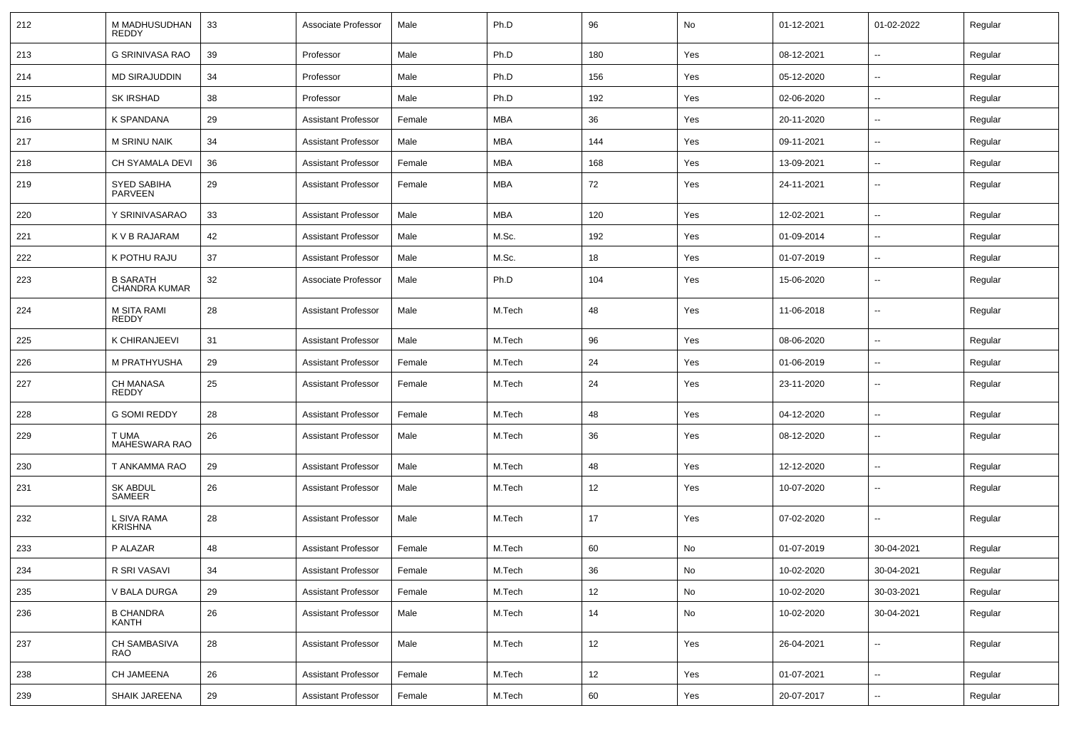| | | | | | | | | | | |
|---|---|---|---|---|---|---|---|---|---|---|
| 212 | M MADHUSUDHAN REDDY | 33 | Associate Professor | Male | Ph.D | 96 | No | 01-12-2021 | 01-02-2022 | Regular |
| 213 | G SRINIVASA RAO | 39 | Professor | Male | Ph.D | 180 | Yes | 08-12-2021 | -- | Regular |
| 214 | MD SIRAJUDDIN | 34 | Professor | Male | Ph.D | 156 | Yes | 05-12-2020 | -- | Regular |
| 215 | SK IRSHAD | 38 | Professor | Male | Ph.D | 192 | Yes | 02-06-2020 | -- | Regular |
| 216 | K SPANDANA | 29 | Assistant Professor | Female | MBA | 36 | Yes | 20-11-2020 | -- | Regular |
| 217 | M SRINU NAIK | 34 | Assistant Professor | Male | MBA | 144 | Yes | 09-11-2021 | -- | Regular |
| 218 | CH SYAMALA DEVI | 36 | Assistant Professor | Female | MBA | 168 | Yes | 13-09-2021 | -- | Regular |
| 219 | SYED SABIHA PARVEEN | 29 | Assistant Professor | Female | MBA | 72 | Yes | 24-11-2021 | -- | Regular |
| 220 | Y SRINIVASARAO | 33 | Assistant Professor | Male | MBA | 120 | Yes | 12-02-2021 | -- | Regular |
| 221 | K V B RAJARAM | 42 | Assistant Professor | Male | M.Sc. | 192 | Yes | 01-09-2014 | -- | Regular |
| 222 | K POTHU RAJU | 37 | Assistant Professor | Male | M.Sc. | 18 | Yes | 01-07-2019 | -- | Regular |
| 223 | B SARATH CHANDRA KUMAR | 32 | Associate Professor | Male | Ph.D | 104 | Yes | 15-06-2020 | -- | Regular |
| 224 | M SITA RAMI REDDY | 28 | Assistant Professor | Male | M.Tech | 48 | Yes | 11-06-2018 | -- | Regular |
| 225 | K CHIRANJEEVI | 31 | Assistant Professor | Male | M.Tech | 96 | Yes | 08-06-2020 | -- | Regular |
| 226 | M PRATHYUSHA | 29 | Assistant Professor | Female | M.Tech | 24 | Yes | 01-06-2019 | -- | Regular |
| 227 | CH MANASA REDDY | 25 | Assistant Professor | Female | M.Tech | 24 | Yes | 23-11-2020 | -- | Regular |
| 228 | G SOMI REDDY | 28 | Assistant Professor | Female | M.Tech | 48 | Yes | 04-12-2020 | -- | Regular |
| 229 | T UMA MAHESWARA RAO | 26 | Assistant Professor | Male | M.Tech | 36 | Yes | 08-12-2020 | -- | Regular |
| 230 | T ANKAMMA RAO | 29 | Assistant Professor | Male | M.Tech | 48 | Yes | 12-12-2020 | -- | Regular |
| 231 | SK ABDUL SAMEER | 26 | Assistant Professor | Male | M.Tech | 12 | Yes | 10-07-2020 | -- | Regular |
| 232 | L SIVA RAMA KRISHNA | 28 | Assistant Professor | Male | M.Tech | 17 | Yes | 07-02-2020 | -- | Regular |
| 233 | P ALAZAR | 48 | Assistant Professor | Female | M.Tech | 60 | No | 01-07-2019 | 30-04-2021 | Regular |
| 234 | R SRI VASAVI | 34 | Assistant Professor | Female | M.Tech | 36 | No | 10-02-2020 | 30-04-2021 | Regular |
| 235 | V BALA DURGA | 29 | Assistant Professor | Female | M.Tech | 12 | No | 10-02-2020 | 30-03-2021 | Regular |
| 236 | B CHANDRA KANTH | 26 | Assistant Professor | Male | M.Tech | 14 | No | 10-02-2020 | 30-04-2021 | Regular |
| 237 | CH SAMBASIVA RAO | 28 | Assistant Professor | Male | M.Tech | 12 | Yes | 26-04-2021 | -- | Regular |
| 238 | CH JAMEENA | 26 | Assistant Professor | Female | M.Tech | 12 | Yes | 01-07-2021 | -- | Regular |
| 239 | SHAIK JAREENA | 29 | Assistant Professor | Female | M.Tech | 60 | Yes | 20-07-2017 | -- | Regular |